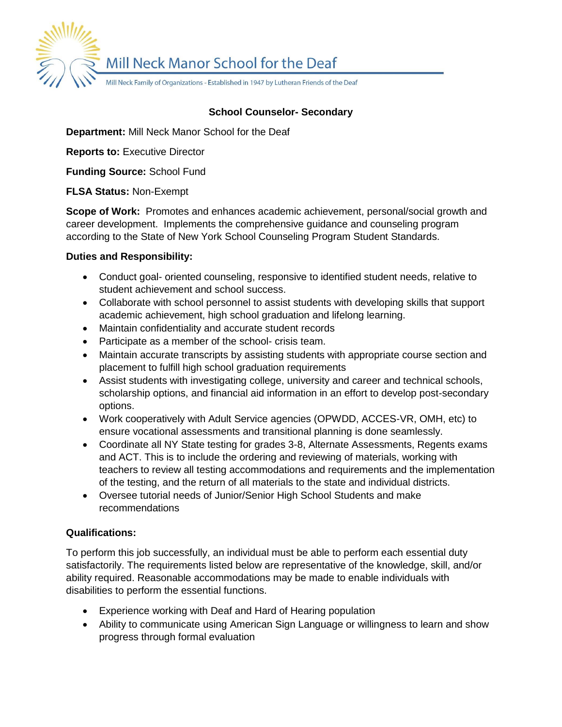Mill Neck Manor School for the Deaf

Mill Neck Family of Organizations - Established in 1947 by Lutheran Friends of the Deaf

## School Counselor- Secondary

**Department:** Mill Neck Manor School for the Deaf

**Reports to:** Executive Director

**Funding Source:** School Fund

**FLSA Status:** Non-Exempt

**Scope of Work:** Promotes and enhances academic achievement, personal/social growth and career development. Implements the comprehensive guidance and counseling program according to the State of New York School Counseling Program Student Standards.

**Duties and Responsibility:**

- Conduct goal- oriented counseling, responsive to identified student needs, relative to student achievement and school success.
- Collaborate with school personnel to assist students with developing skills that support academic achievement, high school graduation and lifelong learning.
- Maintain confidentiality and accurate student records
- Participate as a member of the school- crisis team.
- Maintain accurate transcripts by assisting students with appropriate course section and placement to fulfill high school graduation requirements
- Assist students with investigating college, university and career and technical schools, scholarship options, and financial aid information in an effort to develop post-secondary options.
- Work cooperatively with Adult Service agencies (OPWDD, ACCES-VR, OMH, etc) to ensure vocational assessments and transitional planning is done seamlessly.
- Coordinate all NY State testing for grades 3-8, Alternate Assessments, Regents exams and ACT. This is to include the ordering and reviewing of materials, working with teachers to review all testing accommodations and requirements and the implementation of the testing, and the return of all materials to the state and individual districts.
- Oversee tutorial needs of Junior/Senior High School Students and make recommendations

**Qualifications:**

To perform this job successfully, an individual must be able to perform each essential duty satisfactorily. The requirements listed below are representative of the knowledge, skill, and/or ability required. Reasonable accommodations may be made to enable individuals with disabilities to perform the essential functions.

- Experience working with Deaf and Hard of Hearing population
- Ability to communicate using American Sign Language or willingness to learn and show progress through formal evaluation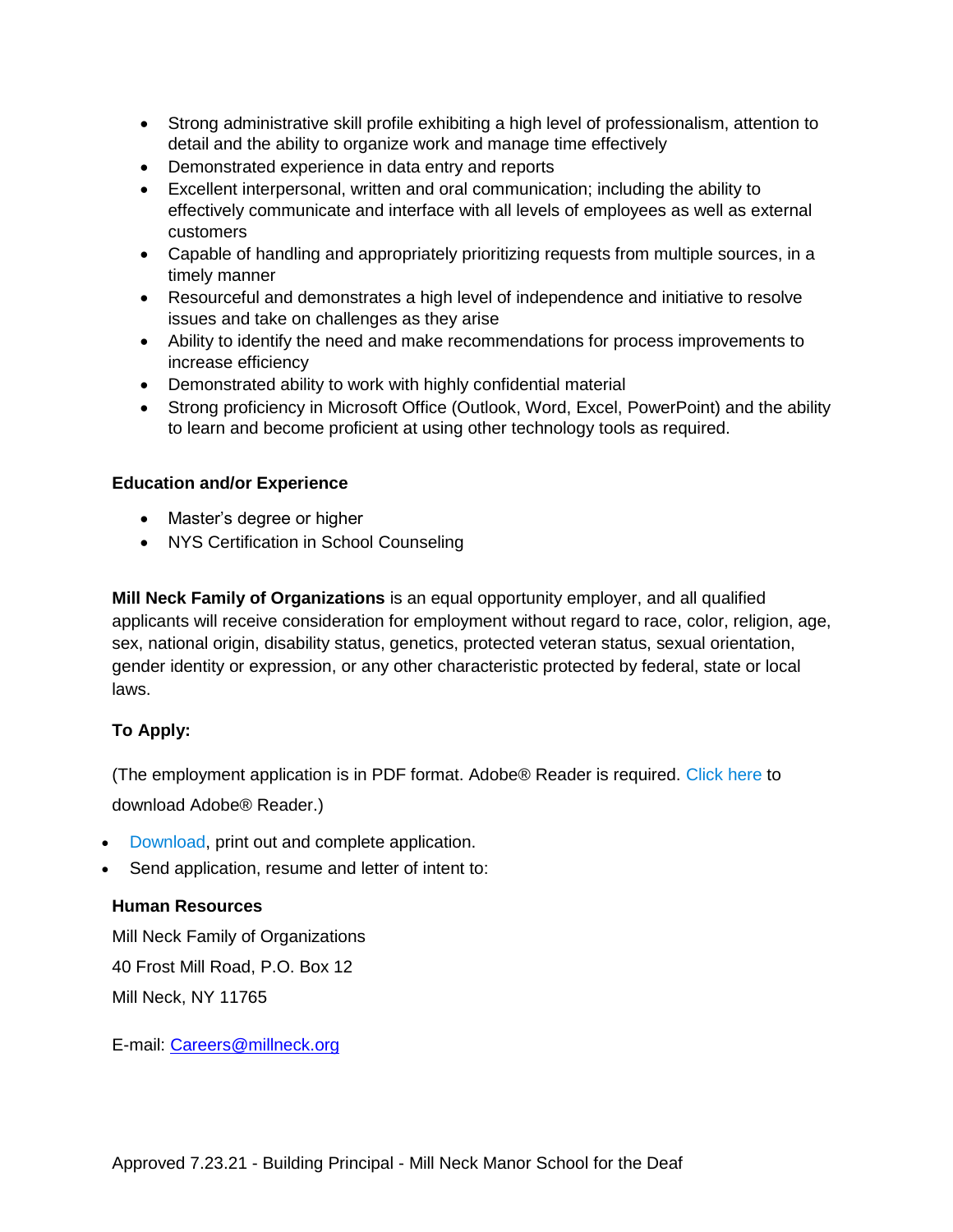- Strong administrative skill profile exhibiting a high level of professionalism, attention to detail and the ability to organize work and manage time effectively
- Demonstrated experience in data entry and reports
- Excellent interpersonal, written and oral communication; including the ability to effectively communicate and interface with all levels of employees as well as external customers
- Capable of handling and appropriately prioritizing requests from multiple sources, in a timely manner
- Resourceful and demonstrates a high level of independence and initiative to resolve issues and take on challenges as they arise
- Ability to identify the need and make recommendations for process improvements to increase efficiency
- Demonstrated ability to work with highly confidential material
- Strong proficiency in Microsoft Office (Outlook, Word, Excel, PowerPoint) and the ability to learn and become proficient at using other technology tools as required.

**Education and/or Experience**

- Master's degree or higher
- NYS Certification in School Counseling

**Mill Neck Family of Organizations** is an equal opportunity employer, and all qualified applicants will receive consideration for employment without regard to race, color, religion, age, sex, national origin, disability status, genetics, protected veteran status, sexual orientation, gender identity or expression, or any other characteristic protected by federal, state or local laws.

**To Apply:**

(The employment application is in PDF format. Adobe® Reader is required. Click here to download Adobe® Reader.)

- Download, print out and complete application.
- Send application, resume and letter of intent to:

**Human Resources**

Mill Neck Family of Organizations

40 Frost Mill Road, P.O. Box 12

Mill Neck, NY 11765

E-mail: Careers@millneck.org

Approved 7.23.21 - Building Principal - Mill Neck Manor School for the Deaf